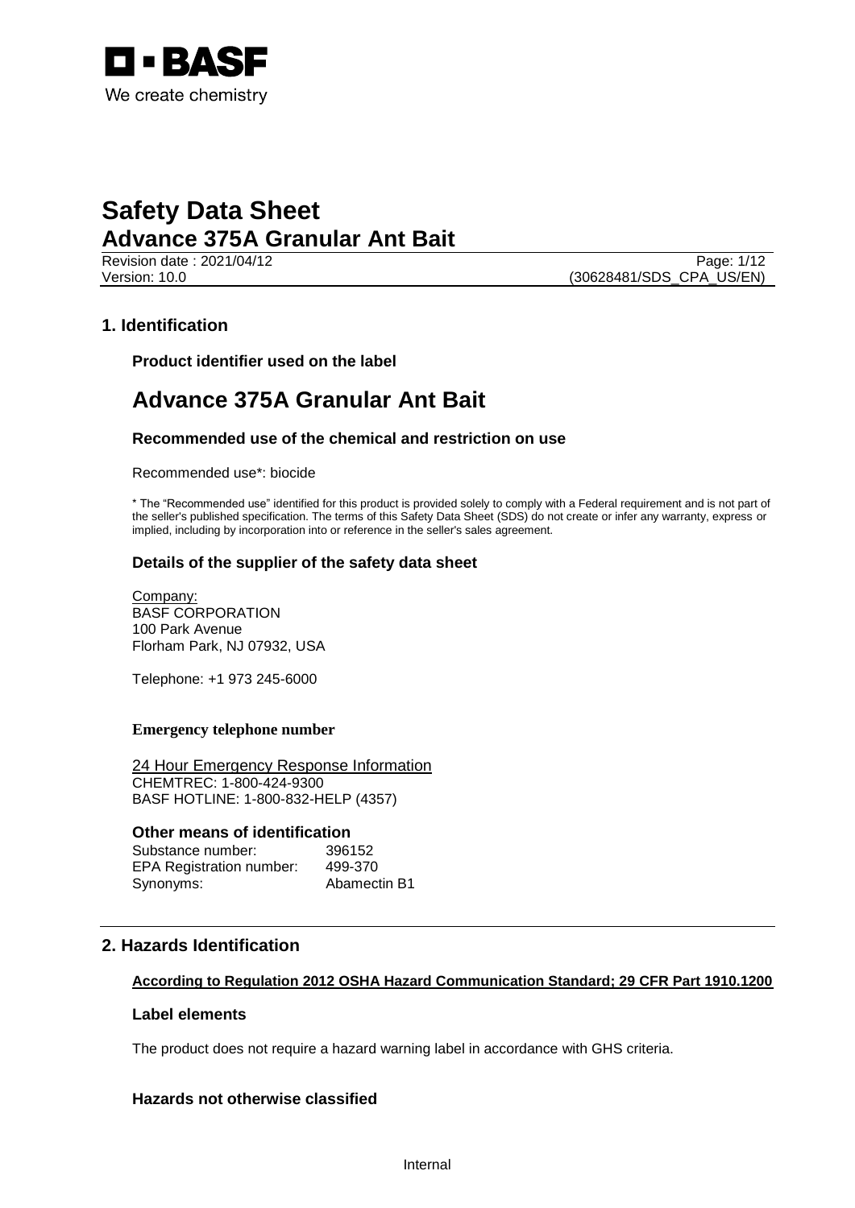# Safety Data Sheet
## Advance 375A Granular Ant Bait

Revision date : 2021/04/12
Version: 10.0

(30628481/SDS_CPA_US/EN)

## 1. Identification

### Product identifier used on the label

# Advance 375A Granular Ant Bait

### Recommended use of the chemical and restriction on use

Recommended use*: biocide

* The "Recommended use" identified for this product is provided solely to comply with a Federal requirement and is not part of the seller's published specification. The terms of this Safety Data Sheet (SDS) do not create or infer any warranty, express or implied, including by incorporation into or reference in the seller's sales agreement.

### Details of the supplier of the safety data sheet

Company:
BASF CORPORATION
100 Park Avenue
Florham Park, NJ 07932, USA

Telephone: +1 973 245-6000

**Emergency telephone number**

24 Hour Emergency Response Information
CHEMTREC: 1-800-424-9300
BASF HOTLINE: 1-800-832-HELP (4357)

### Other means of identification

| | |
|---|---|
| Substance number: | 396152 |
| EPA Registration number: | 499-370 |
| Synonyms: | Abamectin B1 |

## 2. Hazards Identification

**According to Regulation 2012 OSHA Hazard Communication Standard; 29 CFR Part 1910.1200**

### Label elements

The product does not require a hazard warning label in accordance with GHS criteria.

### Hazards not otherwise classified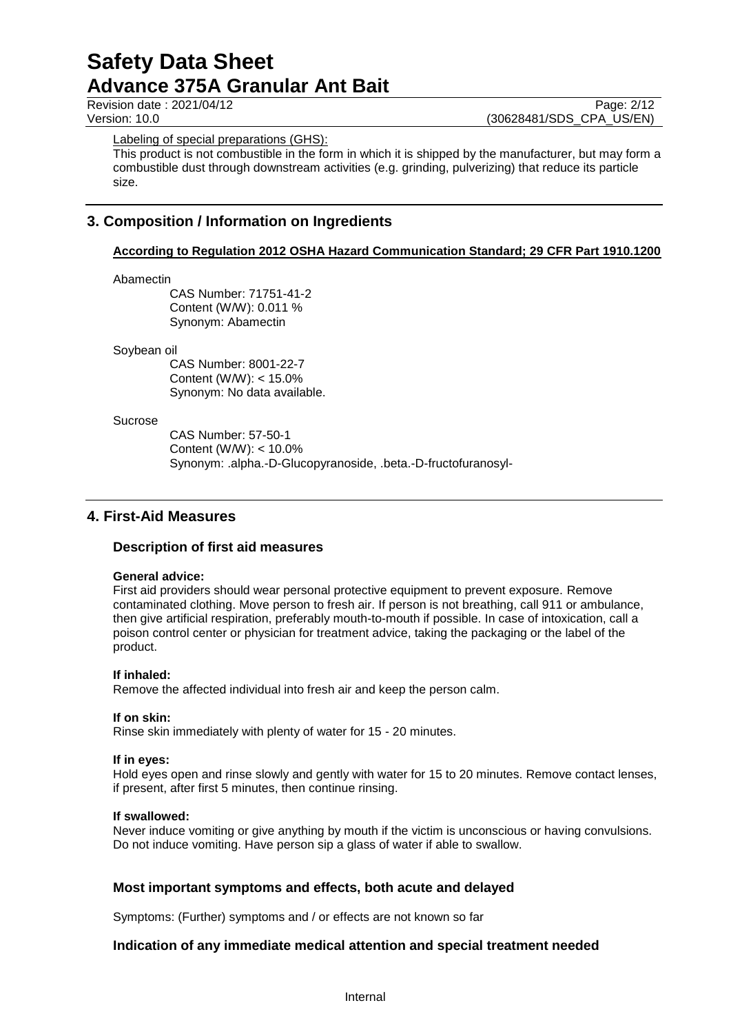Labeling of special preparations (GHS):

This product is not combustible in the form in which it is shipped by the manufacturer, but may form a combustible dust through downstream activities (e.g. grinding, pulverizing) that reduce its particle size.

## 3. Composition / Information on Ingredients

**According to Regulation 2012 OSHA Hazard Communication Standard; 29 CFR Part 1910.1200**

Abamectin

CAS Number: 71751-41-2
Content (W/W): 0.011 %
Synonym: Abamectin

Soybean oil

CAS Number: 8001-22-7
Content (W/W): < 15.0%
Synonym: No data available.

Sucrose

CAS Number: 57-50-1
Content (W/W): < 10.0%
Synonym: .alpha.-D-Glucopyranoside, .beta.-D-fructofuranosyl-

## 4. First-Aid Measures

### Description of first aid measures

**General advice:**
First aid providers should wear personal protective equipment to prevent exposure. Remove contaminated clothing. Move person to fresh air. If person is not breathing, call 911 or ambulance, then give artificial respiration, preferably mouth-to-mouth if possible. In case of intoxication, call a poison control center or physician for treatment advice, taking the packaging or the label of the product.

**If inhaled:**
Remove the affected individual into fresh air and keep the person calm.

**If on skin:**
Rinse skin immediately with plenty of water for 15 - 20 minutes.

**If in eyes:**
Hold eyes open and rinse slowly and gently with water for 15 to 20 minutes. Remove contact lenses, if present, after first 5 minutes, then continue rinsing.

**If swallowed:**
Never induce vomiting or give anything by mouth if the victim is unconscious or having convulsions. Do not induce vomiting. Have person sip a glass of water if able to swallow.

### Most important symptoms and effects, both acute and delayed

Symptoms: (Further) symptoms and / or effects are not known so far

### Indication of any immediate medical attention and special treatment needed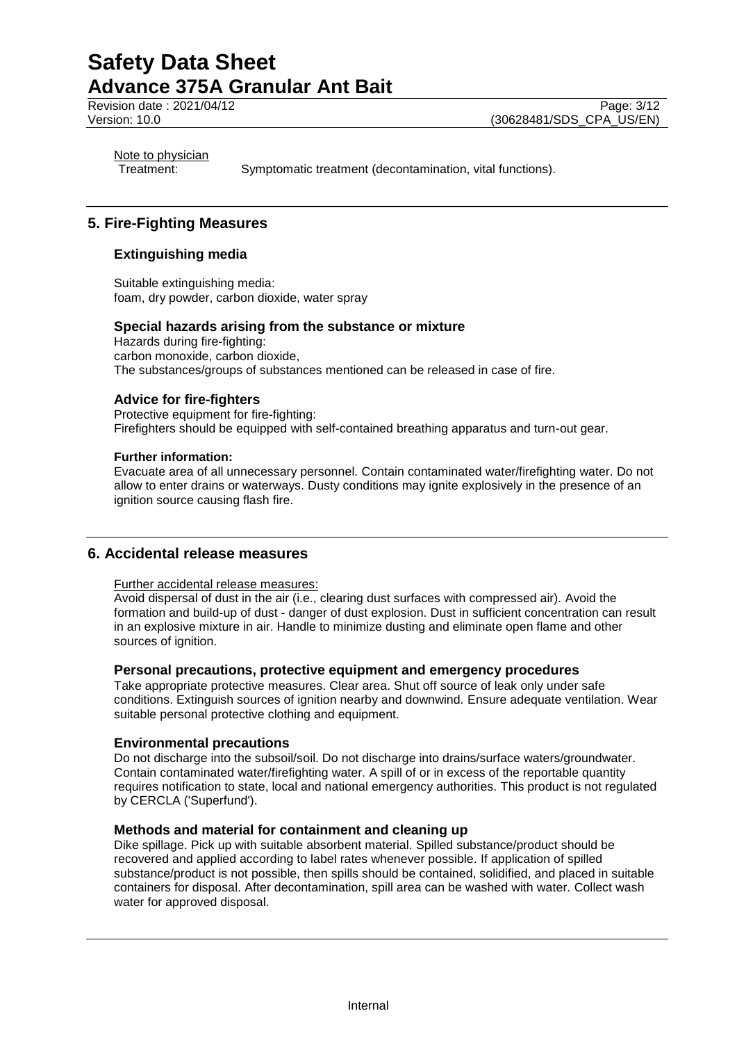Note to physician

Treatment: Symptomatic treatment (decontamination, vital functions).

## 5. Fire-Fighting Measures

### Extinguishing media

Suitable extinguishing media:
foam, dry powder, carbon dioxide, water spray

### Special hazards arising from the substance or mixture

Hazards during fire-fighting:
carbon monoxide, carbon dioxide,
The substances/groups of substances mentioned can be released in case of fire.

### Advice for fire-fighters

Protective equipment for fire-fighting:
Firefighters should be equipped with self-contained breathing apparatus and turn-out gear.

**Further information:**

Evacuate area of all unnecessary personnel. Contain contaminated water/firefighting water. Do not allow to enter drains or waterways. Dusty conditions may ignite explosively in the presence of an ignition source causing flash fire.

## 6. Accidental release measures

Further accidental release measures:

Avoid dispersal of dust in the air (i.e., clearing dust surfaces with compressed air). Avoid the formation and build-up of dust - danger of dust explosion. Dust in sufficient concentration can result in an explosive mixture in air. Handle to minimize dusting and eliminate open flame and other sources of ignition.

### Personal precautions, protective equipment and emergency procedures

Take appropriate protective measures. Clear area. Shut off source of leak only under safe conditions. Extinguish sources of ignition nearby and downwind. Ensure adequate ventilation. Wear suitable personal protective clothing and equipment.

### Environmental precautions

Do not discharge into the subsoil/soil. Do not discharge into drains/surface waters/groundwater. Contain contaminated water/firefighting water. A spill of or in excess of the reportable quantity requires notification to state, local and national emergency authorities. This product is not regulated by CERCLA ('Superfund').

### Methods and material for containment and cleaning up

Dike spillage. Pick up with suitable absorbent material. Spilled substance/product should be recovered and applied according to label rates whenever possible. If application of spilled substance/product is not possible, then spills should be contained, solidified, and placed in suitable containers for disposal. After decontamination, spill area can be washed with water. Collect wash water for approved disposal.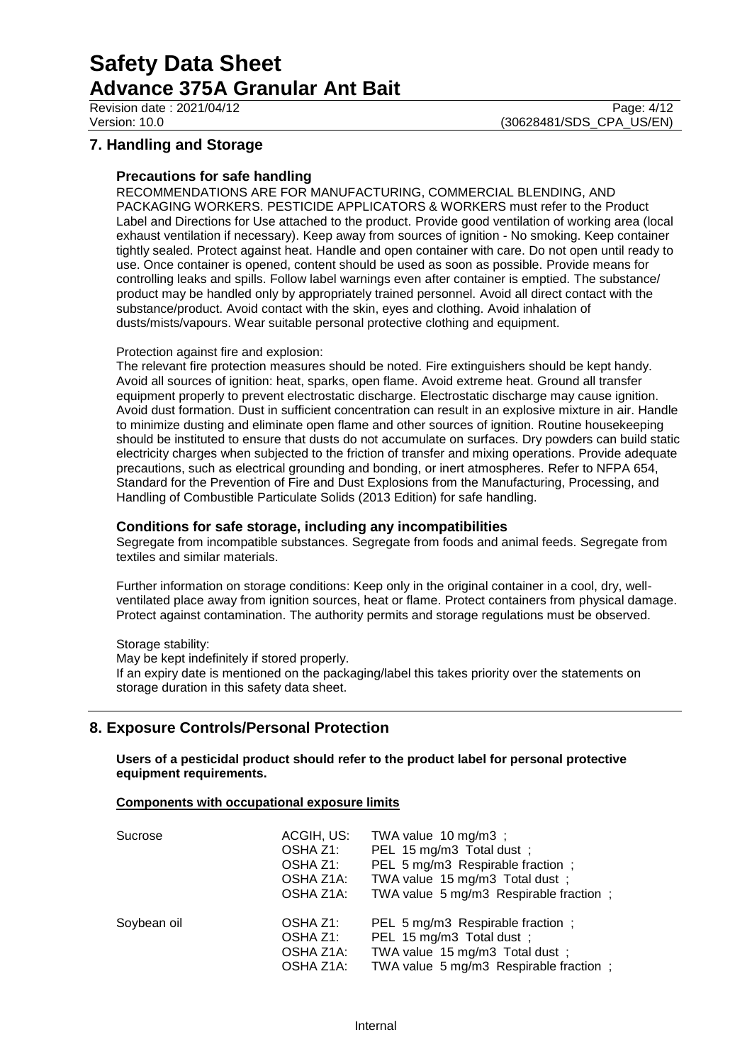## 7. Handling and Storage

### Precautions for safe handling

RECOMMENDATIONS ARE FOR MANUFACTURING, COMMERCIAL BLENDING, AND PACKAGING WORKERS. PESTICIDE APPLICATORS & WORKERS must refer to the Product Label and Directions for Use attached to the product. Provide good ventilation of working area (local exhaust ventilation if necessary). Keep away from sources of ignition - No smoking. Keep container tightly sealed. Protect against heat. Handle and open container with care. Do not open until ready to use. Once container is opened, content should be used as soon as possible. Provide means for controlling leaks and spills. Follow label warnings even after container is emptied. The substance/ product may be handled only by appropriately trained personnel. Avoid all direct contact with the substance/product. Avoid contact with the skin, eyes and clothing. Avoid inhalation of dusts/mists/vapours. Wear suitable personal protective clothing and equipment.

Protection against fire and explosion:

The relevant fire protection measures should be noted. Fire extinguishers should be kept handy. Avoid all sources of ignition: heat, sparks, open flame. Avoid extreme heat. Ground all transfer equipment properly to prevent electrostatic discharge. Electrostatic discharge may cause ignition. Avoid dust formation. Dust in sufficient concentration can result in an explosive mixture in air. Handle to minimize dusting and eliminate open flame and other sources of ignition. Routine housekeeping should be instituted to ensure that dusts do not accumulate on surfaces. Dry powders can build static electricity charges when subjected to the friction of transfer and mixing operations. Provide adequate precautions, such as electrical grounding and bonding, or inert atmospheres. Refer to NFPA 654, Standard for the Prevention of Fire and Dust Explosions from the Manufacturing, Processing, and Handling of Combustible Particulate Solids (2013 Edition) for safe handling.

### Conditions for safe storage, including any incompatibilities

Segregate from incompatible substances. Segregate from foods and animal feeds. Segregate from textiles and similar materials.

Further information on storage conditions: Keep only in the original container in a cool, dry, well-ventilated place away from ignition sources, heat or flame. Protect containers from physical damage. Protect against contamination. The authority permits and storage regulations must be observed.

Storage stability:
May be kept indefinitely if stored properly.
If an expiry date is mentioned on the packaging/label this takes priority over the statements on storage duration in this safety data sheet.

## 8. Exposure Controls/Personal Protection

**Users of a pesticidal product should refer to the product label for personal protective equipment requirements.**

**Components with occupational exposure limits**

| Component | Source | Limit |
|---|---|---|
| Sucrose | ACGIH, US: | TWA value 10 mg/m3 ; |
| | OSHA Z1: | PEL 15 mg/m3 Total dust ; |
| | OSHA Z1: | PEL 5 mg/m3 Respirable fraction ; |
| | OSHA Z1A: | TWA value 15 mg/m3 Total dust ; |
| | OSHA Z1A: | TWA value 5 mg/m3 Respirable fraction ; |
| Soybean oil | OSHA Z1: | PEL 5 mg/m3 Respirable fraction ; |
| | OSHA Z1: | PEL 15 mg/m3 Total dust ; |
| | OSHA Z1A: | TWA value 15 mg/m3 Total dust ; |
| | OSHA Z1A: | TWA value 5 mg/m3 Respirable fraction ; |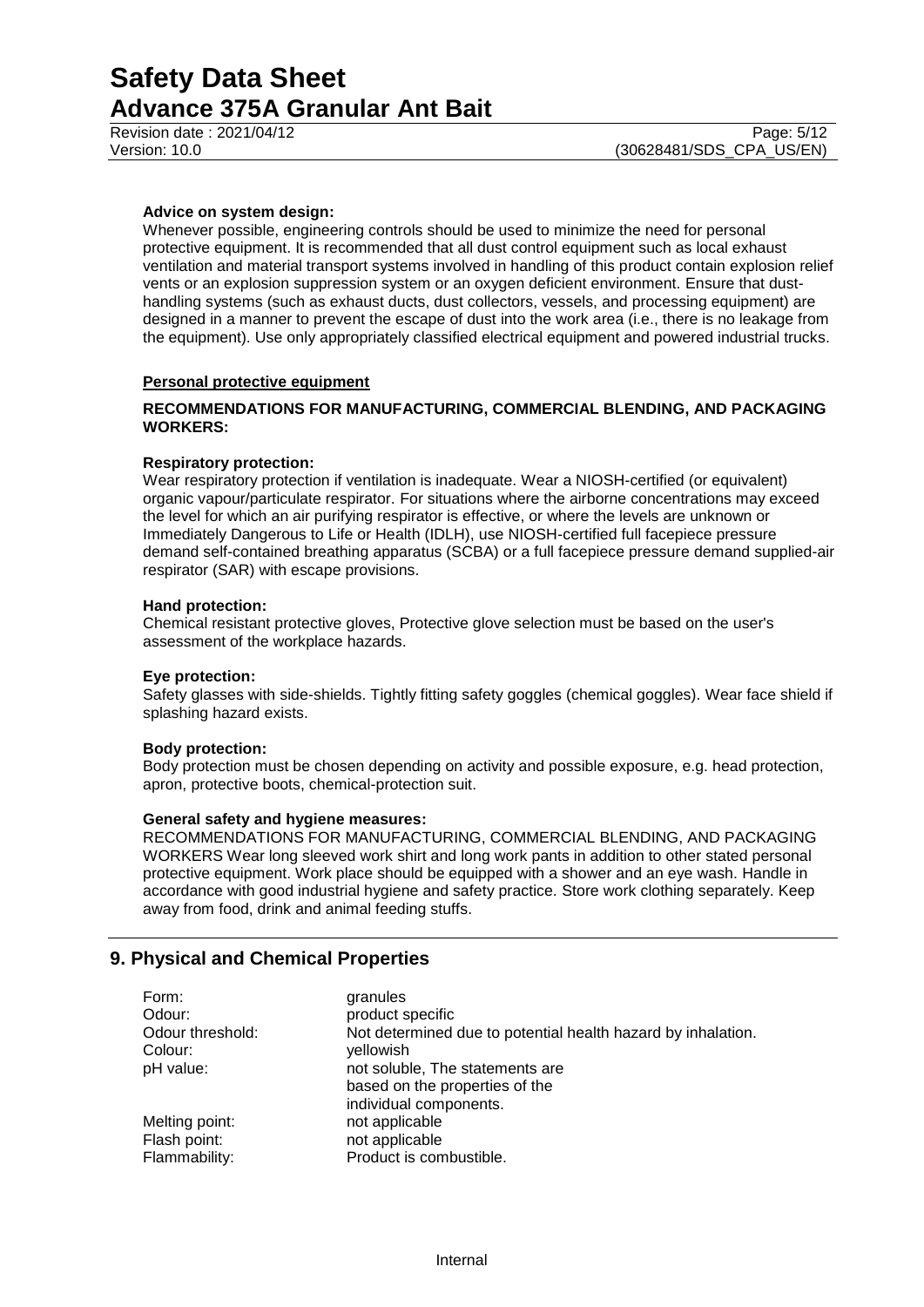**Advice on system design:**
Whenever possible, engineering controls should be used to minimize the need for personal protective equipment. It is recommended that all dust control equipment such as local exhaust ventilation and material transport systems involved in handling of this product contain explosion relief vents or an explosion suppression system or an oxygen deficient environment. Ensure that dust-handling systems (such as exhaust ducts, dust collectors, vessels, and processing equipment) are designed in a manner to prevent the escape of dust into the work area (i.e., there is no leakage from the equipment). Use only appropriately classified electrical equipment and powered industrial trucks.

**Personal protective equipment**

**RECOMMENDATIONS FOR MANUFACTURING, COMMERCIAL BLENDING, AND PACKAGING WORKERS:**

**Respiratory protection:**
Wear respiratory protection if ventilation is inadequate. Wear a NIOSH-certified (or equivalent) organic vapour/particulate respirator. For situations where the airborne concentrations may exceed the level for which an air purifying respirator is effective, or where the levels are unknown or Immediately Dangerous to Life or Health (IDLH), use NIOSH-certified full facepiece pressure demand self-contained breathing apparatus (SCBA) or a full facepiece pressure demand supplied-air respirator (SAR) with escape provisions.

**Hand protection:**
Chemical resistant protective gloves, Protective glove selection must be based on the user's assessment of the workplace hazards.

**Eye protection:**
Safety glasses with side-shields. Tightly fitting safety goggles (chemical goggles). Wear face shield if splashing hazard exists.

**Body protection:**
Body protection must be chosen depending on activity and possible exposure, e.g. head protection, apron, protective boots, chemical-protection suit.

**General safety and hygiene measures:**
RECOMMENDATIONS FOR MANUFACTURING, COMMERCIAL BLENDING, AND PACKAGING WORKERS Wear long sleeved work shirt and long work pants in addition to other stated personal protective equipment. Work place should be equipped with a shower and an eye wash. Handle in accordance with good industrial hygiene and safety practice. Store work clothing separately. Keep away from food, drink and animal feeding stuffs.

## 9. Physical and Chemical Properties

| | |
|---|---|
| Form: | granules |
| Odour: | product specific |
| Odour threshold: | Not determined due to potential health hazard by inhalation. |
| Colour: | yellowish |
| pH value: | not soluble, The statements are based on the properties of the individual components. |
| Melting point: | not applicable |
| Flash point: | not applicable |
| Flammability: | Product is combustible. |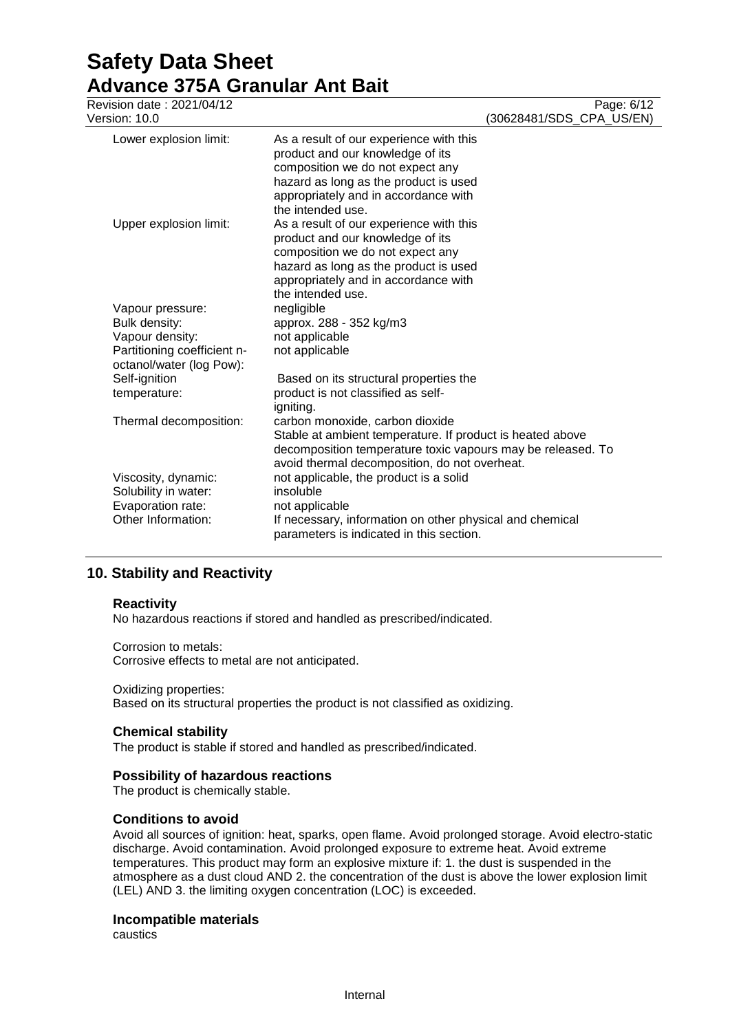| | |
|---|---|
| Lower explosion limit: | As a result of our experience with this product and our knowledge of its composition we do not expect any hazard as long as the product is used appropriately and in accordance with the intended use. |
| Upper explosion limit: | As a result of our experience with this product and our knowledge of its composition we do not expect any hazard as long as the product is used appropriately and in accordance with the intended use. |
| Vapour pressure: | negligible |
| Bulk density: | approx. 288 - 352 kg/m3 |
| Vapour density: | not applicable |
| Partitioning coefficient n-octanol/water (log Pow): | not applicable |
| Self-ignition temperature: | Based on its structural properties the product is not classified as self-igniting. |
| Thermal decomposition: | carbon monoxide, carbon dioxide<br>Stable at ambient temperature. If product is heated above decomposition temperature toxic vapours may be released. To avoid thermal decomposition, do not overheat. |
| Viscosity, dynamic: | not applicable, the product is a solid |
| Solubility in water: | insoluble |
| Evaporation rate: | not applicable |
| Other Information: | If necessary, information on other physical and chemical parameters is indicated in this section. |

## 10. Stability and Reactivity

### Reactivity

No hazardous reactions if stored and handled as prescribed/indicated.

Corrosion to metals:
Corrosive effects to metal are not anticipated.

Oxidizing properties:
Based on its structural properties the product is not classified as oxidizing.

### Chemical stability

The product is stable if stored and handled as prescribed/indicated.

### Possibility of hazardous reactions

The product is chemically stable.

### Conditions to avoid

Avoid all sources of ignition: heat, sparks, open flame. Avoid prolonged storage. Avoid electro-static discharge. Avoid contamination. Avoid prolonged exposure to extreme heat. Avoid extreme temperatures. This product may form an explosive mixture if: 1. the dust is suspended in the atmosphere as a dust cloud AND 2. the concentration of the dust is above the lower explosion limit (LEL) AND 3. the limiting oxygen concentration (LOC) is exceeded.

### Incompatible materials

caustics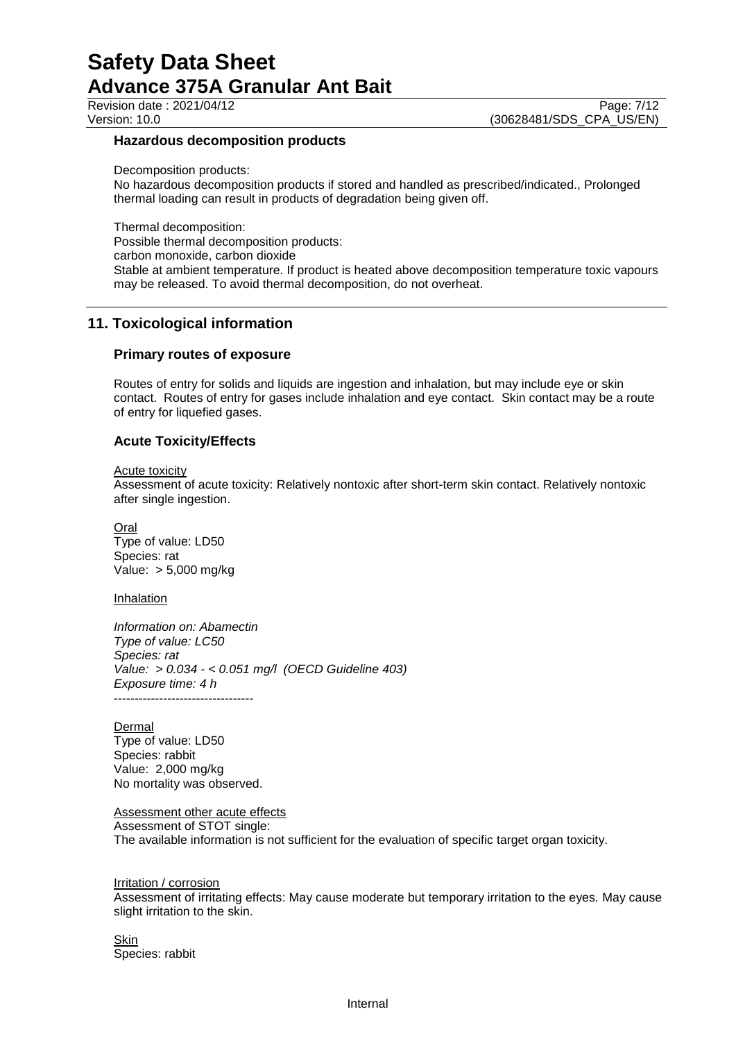### Hazardous decomposition products

Decomposition products:
No hazardous decomposition products if stored and handled as prescribed/indicated., Prolonged thermal loading can result in products of degradation being given off.

Thermal decomposition:
Possible thermal decomposition products:
carbon monoxide, carbon dioxide
Stable at ambient temperature. If product is heated above decomposition temperature toxic vapours may be released. To avoid thermal decomposition, do not overheat.

## 11. Toxicological information

### Primary routes of exposure

Routes of entry for solids and liquids are ingestion and inhalation, but may include eye or skin contact. Routes of entry for gases include inhalation and eye contact. Skin contact may be a route of entry for liquefied gases.

### Acute Toxicity/Effects

Acute toxicity
Assessment of acute toxicity: Relatively nontoxic after short-term skin contact. Relatively nontoxic after single ingestion.

Oral
Type of value: LD50
Species: rat
Value: > 5,000 mg/kg

Inhalation

*Information on: Abamectin*
*Type of value: LC50*
*Species: rat*
*Value: > 0.034 - < 0.051 mg/l (OECD Guideline 403)*
*Exposure time: 4 h*
----------------------------------

Dermal
Type of value: LD50
Species: rabbit
Value: 2,000 mg/kg
No mortality was observed.

Assessment other acute effects
Assessment of STOT single:
The available information is not sufficient for the evaluation of specific target organ toxicity.

Irritation / corrosion
Assessment of irritating effects: May cause moderate but temporary irritation to the eyes. May cause slight irritation to the skin.

Skin
Species: rabbit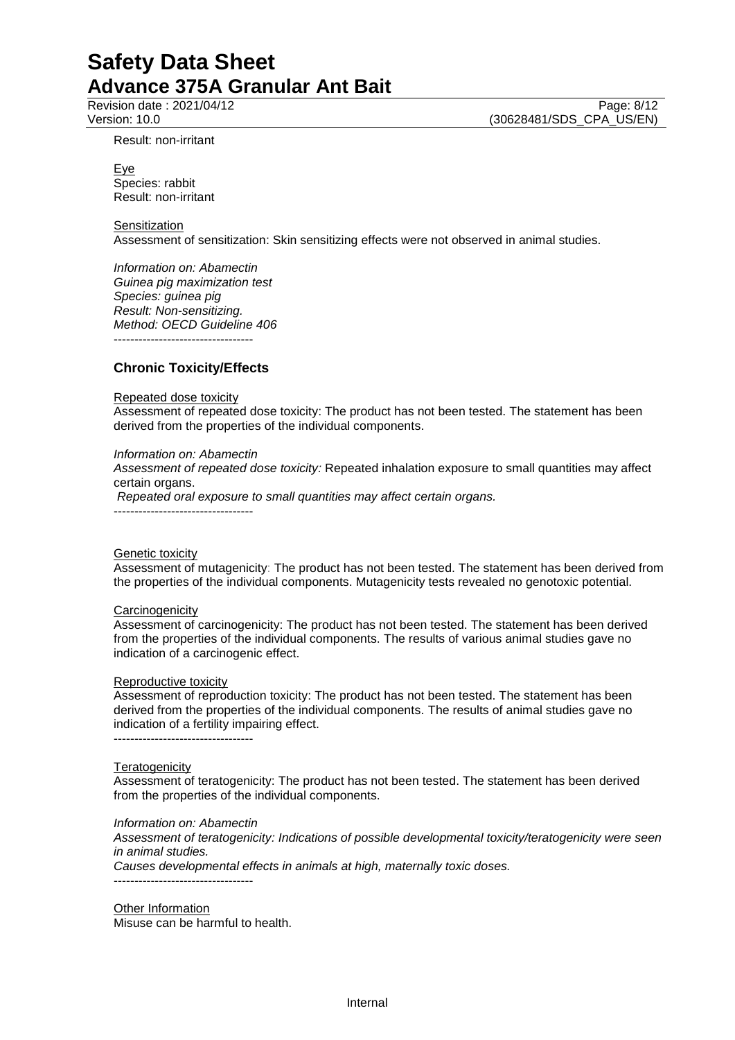Result: non-irritant

Eye
Species: rabbit
Result: non-irritant

Sensitization
Assessment of sensitization: Skin sensitizing effects were not observed in animal studies.

*Information on: Abamectin*
*Guinea pig maximization test*
*Species: guinea pig*
*Result: Non-sensitizing.*
*Method: OECD Guideline 406*
----------------------------------

## Chronic Toxicity/Effects

Repeated dose toxicity
Assessment of repeated dose toxicity: The product has not been tested. The statement has been derived from the properties of the individual components.

*Information on: Abamectin*
*Assessment of repeated dose toxicity:* Repeated inhalation exposure to small quantities may affect certain organs.
*Repeated oral exposure to small quantities may affect certain organs.*
----------------------------------

Genetic toxicity
Assessment of mutagenicity: The product has not been tested. The statement has been derived from the properties of the individual components. Mutagenicity tests revealed no genotoxic potential.

Carcinogenicity
Assessment of carcinogenicity: The product has not been tested. The statement has been derived from the properties of the individual components. The results of various animal studies gave no indication of a carcinogenic effect.

Reproductive toxicity
Assessment of reproduction toxicity: The product has not been tested. The statement has been derived from the properties of the individual components. The results of animal studies gave no indication of a fertility impairing effect.
----------------------------------

Teratogenicity
Assessment of teratogenicity: The product has not been tested. The statement has been derived from the properties of the individual components.

*Information on: Abamectin*
*Assessment of teratogenicity: Indications of possible developmental toxicity/teratogenicity were seen in animal studies.*
*Causes developmental effects in animals at high, maternally toxic doses.*
----------------------------------

Other Information
Misuse can be harmful to health.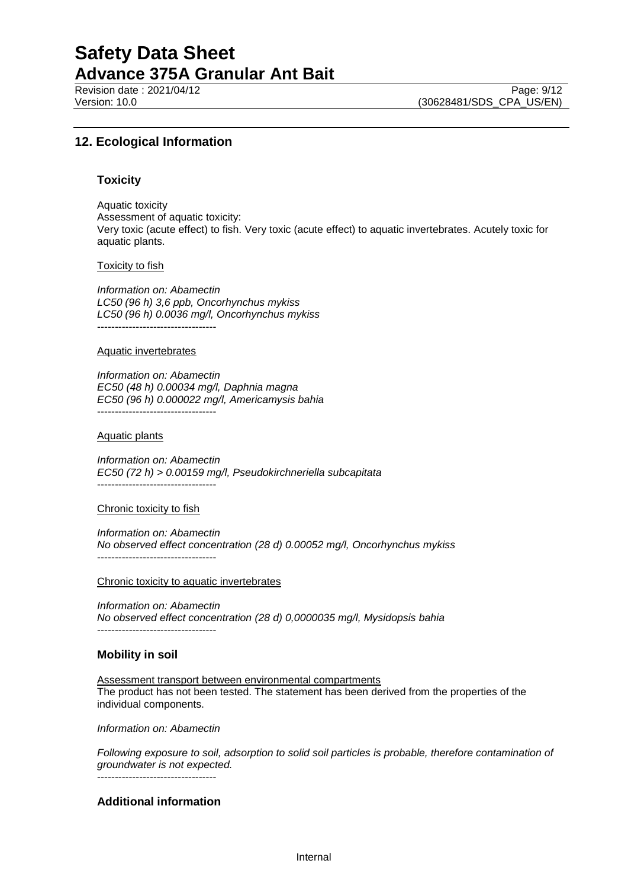## 12. Ecological Information

### Toxicity

Aquatic toxicity
Assessment of aquatic toxicity:
Very toxic (acute effect) to fish. Very toxic (acute effect) to aquatic invertebrates. Acutely toxic for aquatic plants.

Toxicity to fish

*Information on: Abamectin*
*LC50 (96 h) 3,6 ppb, Oncorhynchus mykiss*
*LC50 (96 h) 0.0036 mg/l, Oncorhynchus mykiss*
----------------------------------

Aquatic invertebrates

*Information on: Abamectin*
*EC50 (48 h) 0.00034 mg/l, Daphnia magna*
*EC50 (96 h) 0.000022 mg/l, Americamysis bahia*
----------------------------------

Aquatic plants

*Information on: Abamectin*
*EC50 (72 h) > 0.00159 mg/l, Pseudokirchneriella subcapitata*
----------------------------------

Chronic toxicity to fish

*Information on: Abamectin*
*No observed effect concentration (28 d) 0.00052 mg/l, Oncorhynchus mykiss*
----------------------------------

Chronic toxicity to aquatic invertebrates

*Information on: Abamectin*
*No observed effect concentration (28 d) 0,0000035 mg/l, Mysidopsis bahia*
----------------------------------

### Mobility in soil

Assessment transport between environmental compartments
The product has not been tested. The statement has been derived from the properties of the individual components.

*Information on: Abamectin*

*Following exposure to soil, adsorption to solid soil particles is probable, therefore contamination of groundwater is not expected.*
----------------------------------

### Additional information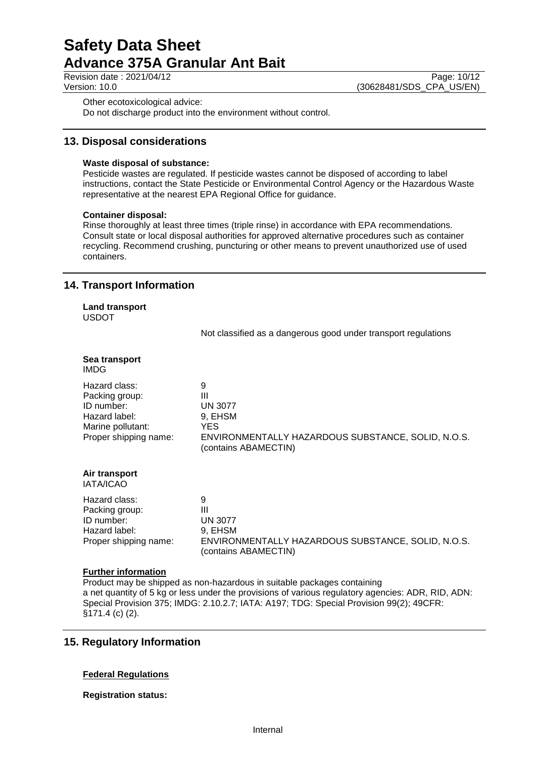Other ecotoxicological advice:
Do not discharge product into the environment without control.

## 13. Disposal considerations

**Waste disposal of substance:**
Pesticide wastes are regulated. If pesticide wastes cannot be disposed of according to label instructions, contact the State Pesticide or Environmental Control Agency or the Hazardous Waste representative at the nearest EPA Regional Office for guidance.

**Container disposal:**
Rinse thoroughly at least three times (triple rinse) in accordance with EPA recommendations. Consult state or local disposal authorities for approved alternative procedures such as container recycling. Recommend crushing, puncturing or other means to prevent unauthorized use of used containers.

## 14. Transport Information

**Land transport**
USDOT

Not classified as a dangerous good under transport regulations

**Sea transport**
IMDG

| | |
|---|---|
| Hazard class: | 9 |
| Packing group: | III |
| ID number: | UN 3077 |
| Hazard label: | 9, EHSM |
| Marine pollutant: | YES |
| Proper shipping name: | ENVIRONMENTALLY HAZARDOUS SUBSTANCE, SOLID, N.O.S. (contains ABAMECTIN) |

**Air transport**
IATA/ICAO

| | |
|---|---|
| Hazard class: | 9 |
| Packing group: | III |
| ID number: | UN 3077 |
| Hazard label: | 9, EHSM |
| Proper shipping name: | ENVIRONMENTALLY HAZARDOUS SUBSTANCE, SOLID, N.O.S. (contains ABAMECTIN) |

**Further information**
Product may be shipped as non-hazardous in suitable packages containing a net quantity of 5 kg or less under the provisions of various regulatory agencies: ADR, RID, ADN: Special Provision 375; IMDG: 2.10.2.7; IATA: A197; TDG: Special Provision 99(2); 49CFR: §171.4 (c) (2).

## 15. Regulatory Information

**Federal Regulations**

**Registration status:**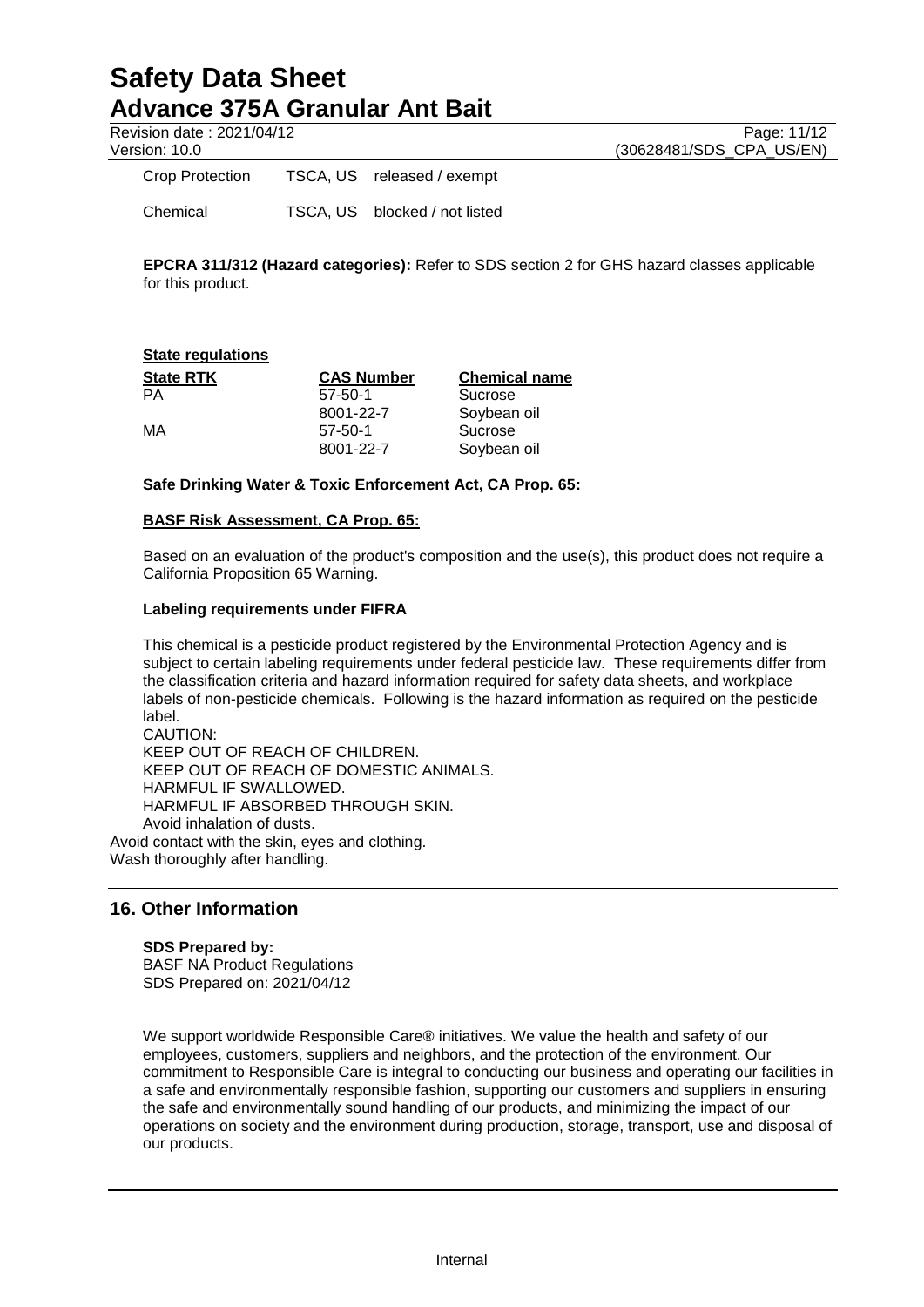| | | |
|---|---|---|
| Crop Protection | TSCA, US | released / exempt |
| Chemical | TSCA, US | blocked / not listed |

**EPCRA 311/312 (Hazard categories):** Refer to SDS section 2 for GHS hazard classes applicable for this product.

**State regulations**

| State RTK | CAS Number | Chemical name |
|---|---|---|
| PA | 57-50-1 | Sucrose |
| | 8001-22-7 | Soybean oil |
| MA | 57-50-1 | Sucrose |
| | 8001-22-7 | Soybean oil |

**Safe Drinking Water & Toxic Enforcement Act, CA Prop. 65:**

**BASF Risk Assessment, CA Prop. 65:**

Based on an evaluation of the product's composition and the use(s), this product does not require a California Proposition 65 Warning.

**Labeling requirements under FIFRA**

This chemical is a pesticide product registered by the Environmental Protection Agency and is subject to certain labeling requirements under federal pesticide law. These requirements differ from the classification criteria and hazard information required for safety data sheets, and workplace labels of non-pesticide chemicals. Following is the hazard information as required on the pesticide label.
CAUTION:
KEEP OUT OF REACH OF CHILDREN.
KEEP OUT OF REACH OF DOMESTIC ANIMALS.
HARMFUL IF SWALLOWED.
HARMFUL IF ABSORBED THROUGH SKIN.
Avoid inhalation of dusts.
Avoid contact with the skin, eyes and clothing.
Wash thoroughly after handling.

## 16. Other Information

**SDS Prepared by:**
BASF NA Product Regulations
SDS Prepared on: 2021/04/12

We support worldwide Responsible Care® initiatives. We value the health and safety of our employees, customers, suppliers and neighbors, and the protection of the environment. Our commitment to Responsible Care is integral to conducting our business and operating our facilities in a safe and environmentally responsible fashion, supporting our customers and suppliers in ensuring the safe and environmentally sound handling of our products, and minimizing the impact of our operations on society and the environment during production, storage, transport, use and disposal of our products.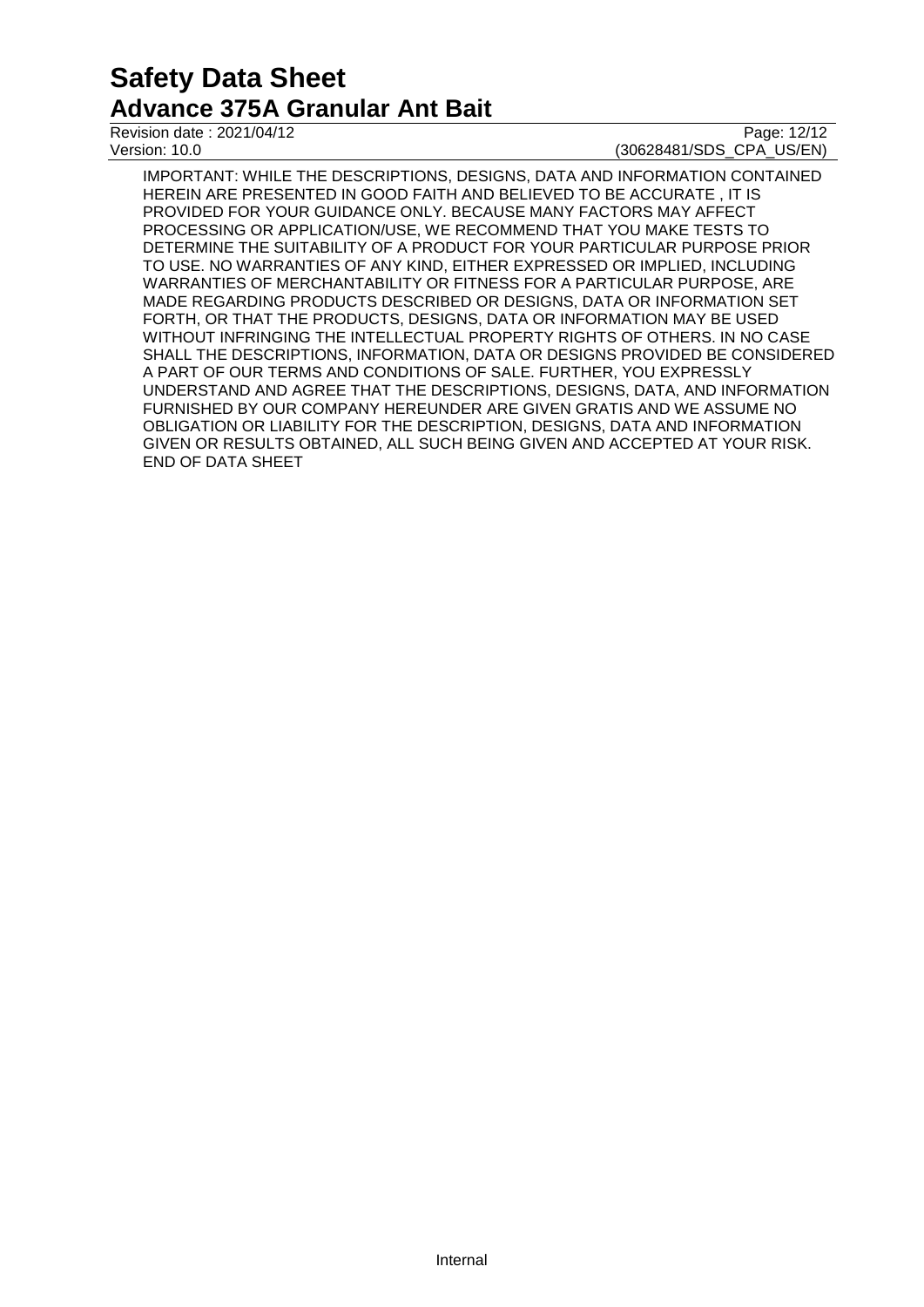IMPORTANT: WHILE THE DESCRIPTIONS, DESIGNS, DATA AND INFORMATION CONTAINED HEREIN ARE PRESENTED IN GOOD FAITH AND BELIEVED TO BE ACCURATE , IT IS PROVIDED FOR YOUR GUIDANCE ONLY. BECAUSE MANY FACTORS MAY AFFECT PROCESSING OR APPLICATION/USE, WE RECOMMEND THAT YOU MAKE TESTS TO DETERMINE THE SUITABILITY OF A PRODUCT FOR YOUR PARTICULAR PURPOSE PRIOR TO USE. NO WARRANTIES OF ANY KIND, EITHER EXPRESSED OR IMPLIED, INCLUDING WARRANTIES OF MERCHANTABILITY OR FITNESS FOR A PARTICULAR PURPOSE, ARE MADE REGARDING PRODUCTS DESCRIBED OR DESIGNS, DATA OR INFORMATION SET FORTH, OR THAT THE PRODUCTS, DESIGNS, DATA OR INFORMATION MAY BE USED WITHOUT INFRINGING THE INTELLECTUAL PROPERTY RIGHTS OF OTHERS. IN NO CASE SHALL THE DESCRIPTIONS, INFORMATION, DATA OR DESIGNS PROVIDED BE CONSIDERED A PART OF OUR TERMS AND CONDITIONS OF SALE. FURTHER, YOU EXPRESSLY UNDERSTAND AND AGREE THAT THE DESCRIPTIONS, DESIGNS, DATA, AND INFORMATION FURNISHED BY OUR COMPANY HEREUNDER ARE GIVEN GRATIS AND WE ASSUME NO OBLIGATION OR LIABILITY FOR THE DESCRIPTION, DESIGNS, DATA AND INFORMATION GIVEN OR RESULTS OBTAINED, ALL SUCH BEING GIVEN AND ACCEPTED AT YOUR RISK.

END OF DATA SHEET